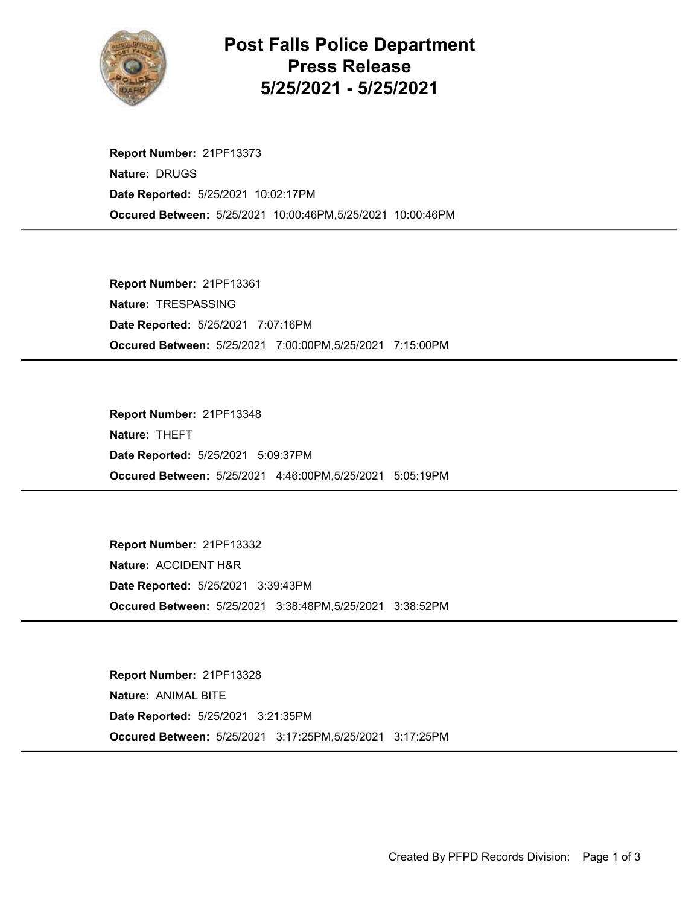# Post Falls Police Department
# Press Release
# 5/25/2021 - 5/25/2021

**Report Number:** 21PF13373
**Nature:** DRUGS
**Date Reported:** 5/25/2021 10:02:17PM
**Occured Between:** 5/25/2021 10:00:46PM,5/25/2021 10:00:46PM

---

**Report Number:** 21PF13361
**Nature:** TRESPASSING
**Date Reported:** 5/25/2021 7:07:16PM
**Occured Between:** 5/25/2021 7:00:00PM,5/25/2021 7:15:00PM

---

**Report Number:** 21PF13348
**Nature:** THEFT
**Date Reported:** 5/25/2021 5:09:37PM
**Occured Between:** 5/25/2021 4:46:00PM,5/25/2021 5:05:19PM

---

**Report Number:** 21PF13332
**Nature:** ACCIDENT H&R
**Date Reported:** 5/25/2021 3:39:43PM
**Occured Between:** 5/25/2021 3:38:48PM,5/25/2021 3:38:52PM

---

**Report Number:** 21PF13328
**Nature:** ANIMAL BITE
**Date Reported:** 5/25/2021 3:21:35PM
**Occured Between:** 5/25/2021 3:17:25PM,5/25/2021 3:17:25PM

---

Created By PFPD Records Division: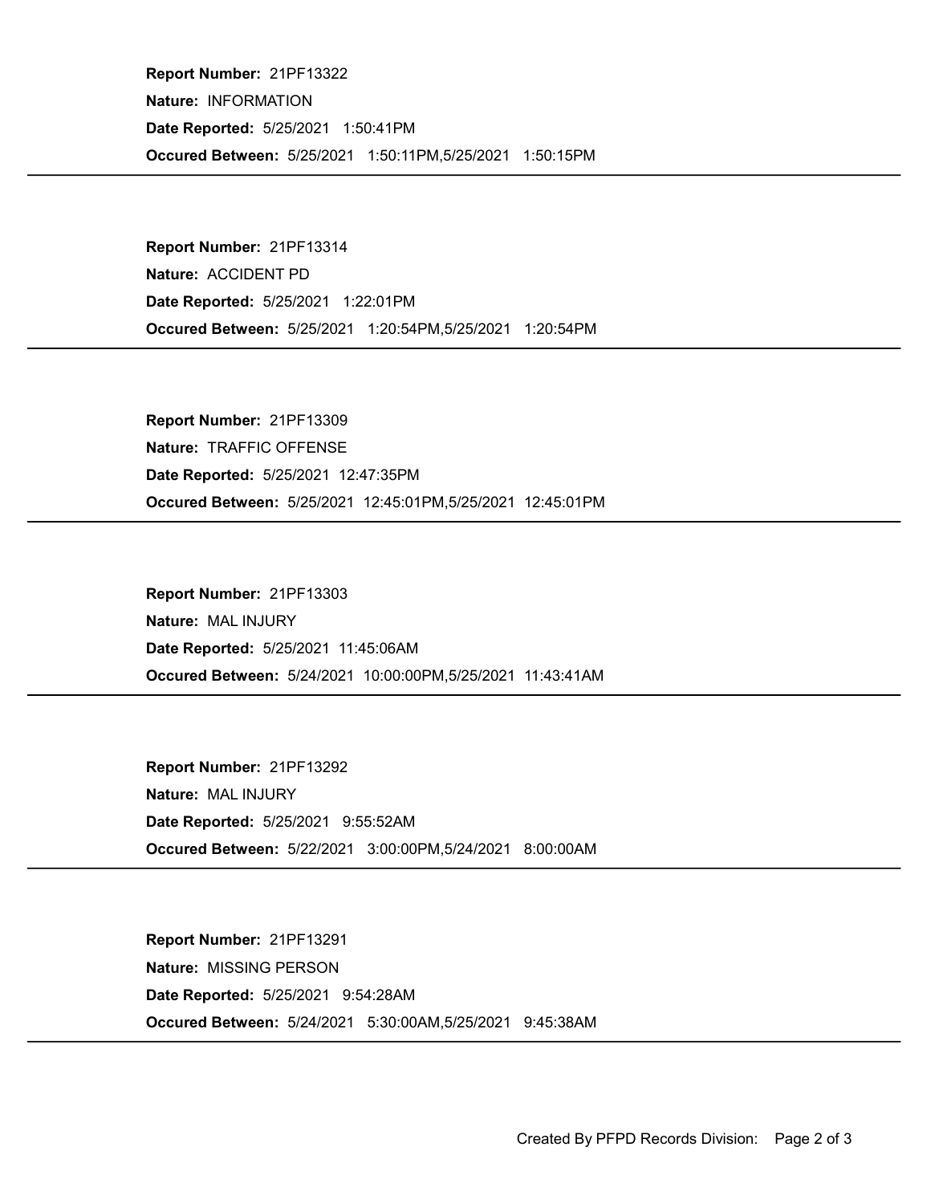**Report Number:** 21PF13322

**Nature:** INFORMATION

**Date Reported:** 5/25/2021 1:50:41PM

**Occured Between:** 5/25/2021 1:50:11PM,5/25/2021 1:50:15PM

---

**Report Number:** 21PF13314

**Nature:** ACCIDENT PD

**Date Reported:** 5/25/2021 1:22:01PM

**Occured Between:** 5/25/2021 1:20:54PM,5/25/2021 1:20:54PM

---

**Report Number:** 21PF13309

**Nature:** TRAFFIC OFFENSE

**Date Reported:** 5/25/2021 12:47:35PM

**Occured Between:** 5/25/2021 12:45:01PM,5/25/2021 12:45:01PM

---

**Report Number:** 21PF13303

**Nature:** MAL INJURY

**Date Reported:** 5/25/2021 11:45:06AM

**Occured Between:** 5/24/2021 10:00:00PM,5/25/2021 11:43:41AM

---

**Report Number:** 21PF13292

**Nature:** MAL INJURY

**Date Reported:** 5/25/2021 9:55:52AM

**Occured Between:** 5/22/2021 3:00:00PM,5/24/2021 8:00:00AM

---

**Report Number:** 21PF13291

**Nature:** MISSING PERSON

**Date Reported:** 5/25/2021 9:54:28AM

**Occured Between:** 5/24/2021 5:30:00AM,5/25/2021 9:45:38AM

---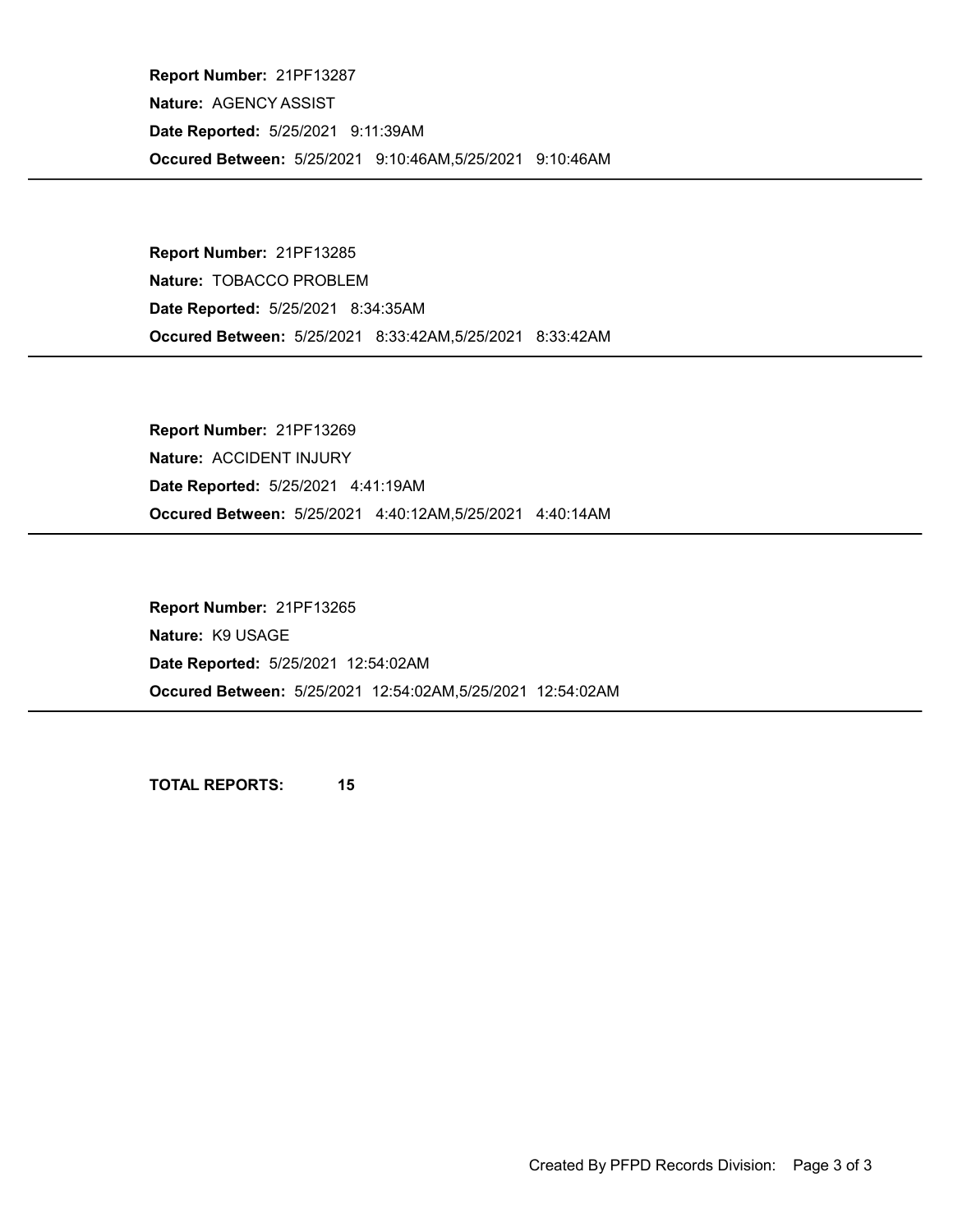**Report Number:** 21PF13287

**Nature:** AGENCY ASSIST

**Date Reported:** 5/25/2021 9:11:39AM

**Occured Between:** 5/25/2021 9:10:46AM,5/25/2021 9:10:46AM

---

**Report Number:** 21PF13285

**Nature:** TOBACCO PROBLEM

**Date Reported:** 5/25/2021 8:34:35AM

**Occured Between:** 5/25/2021 8:33:42AM,5/25/2021 8:33:42AM

---

**Report Number:** 21PF13269

**Nature:** ACCIDENT INJURY

**Date Reported:** 5/25/2021 4:41:19AM

**Occured Between:** 5/25/2021 4:40:12AM,5/25/2021 4:40:14AM

---

**Report Number:** 21PF13265

**Nature:** K9 USAGE

**Date Reported:** 5/25/2021 12:54:02AM

**Occured Between:** 5/25/2021 12:54:02AM,5/25/2021 12:54:02AM

---

**TOTAL REPORTS: 15**

Created By PFPD Records Division: